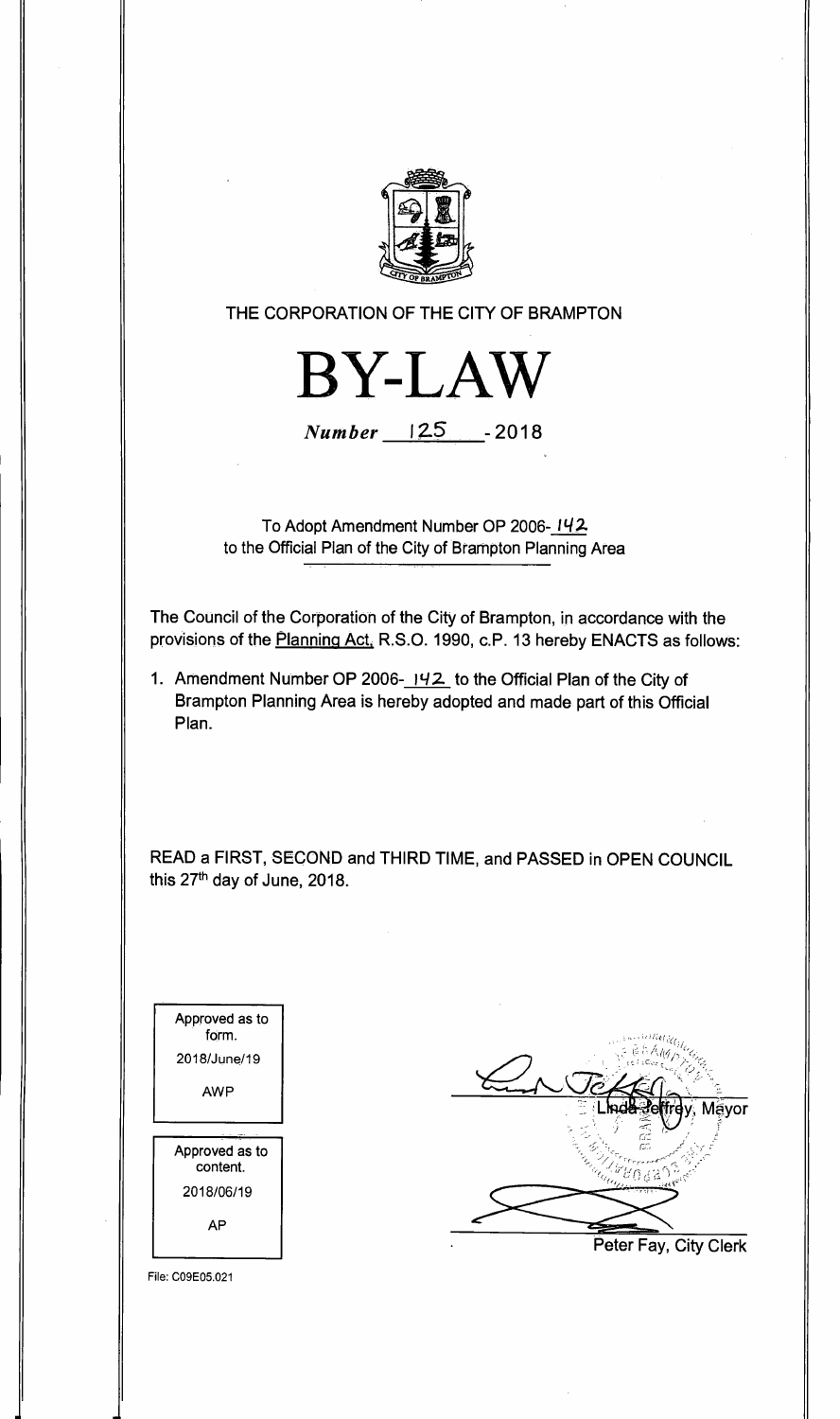THE CORPORATION OF THE CITY OF BRAMPTON

# BY-LAW

*Number* 125 - 2018

To Adopt Amendment Number OP 2006- 142 to the Official Plan of the City of Brampton Planning Area

The Council of the Corporation of the City of Brampton, in accordance with the provisions of the Planning Act, R.S.O. 1990, c.P. 13 hereby ENACTS as follows:

1. Amendment Number OP 2006- 142 to the Official Plan of the City of Brampton Planning Area is hereby adopted and made part of this Official Plan.

READ a FIRST, SECOND and THIRD TIME, and PASSED in OPEN COUNCIL this 27th day of June, 2018.

Approved as to form.
2018/June/19
AWP

Approved as to content.
2018/06/19
AP

Linda Jeffrey, Mayor

Peter Fay, City Clerk

File: C09E05.021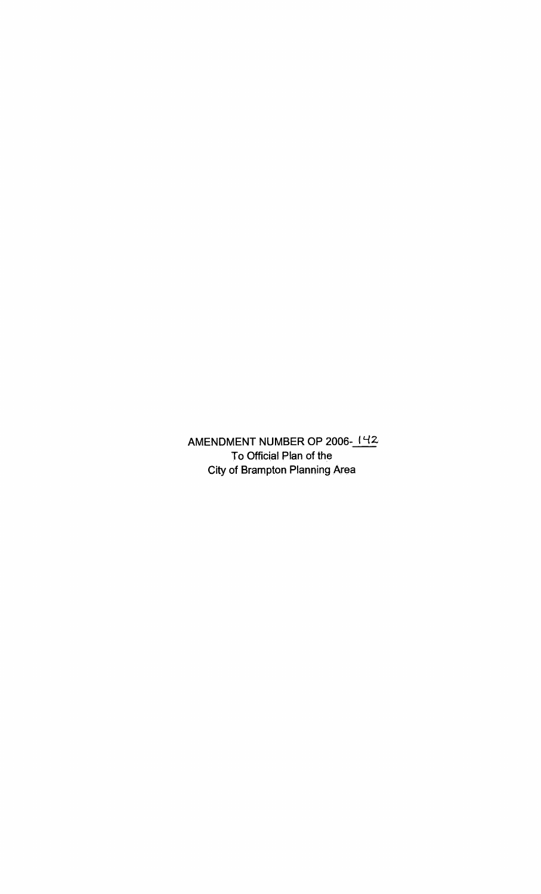AMENDMENT NUMBER OP 2006-142
To Official Plan of the
City of Brampton Planning Area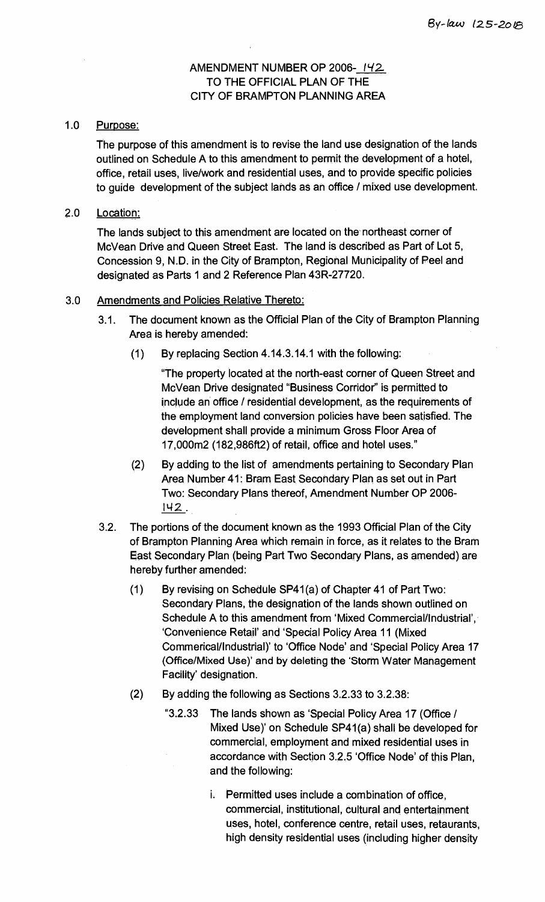By-law 125-2018

AMENDMENT NUMBER OP 2006- 142
TO THE OFFICIAL PLAN OF THE
CITY OF BRAMPTON PLANNING AREA

## 1.0 Purpose:

The purpose of this amendment is to revise the land use designation of the lands outlined on Schedule A to this amendment to permit the development of a hotel, office, retail uses, live/work and residential uses, and to provide specific policies to guide development of the subject lands as an office / mixed use development.

## 2.0 Location:

The lands subject to this amendment are located on the northeast corner of McVean Drive and Queen Street East. The land is described as Part of Lot 5, Concession 9, N.D. in the City of Brampton, Regional Municipality of Peel and designated as Parts 1 and 2 Reference Plan 43R-27720.

## 3.0 Amendments and Policies Relative Thereto:

3.1. The document known as the Official Plan of the City of Brampton Planning Area is hereby amended:

(1) By replacing Section 4.14.3.14.1 with the following:

"The property located at the north-east corner of Queen Street and McVean Drive designated "Business Corridor" is permitted to include an office / residential development, as the requirements of the employment land conversion policies have been satisfied. The development shall provide a minimum Gross Floor Area of 17,000m2 (182,986ft2) of retail, office and hotel uses."

(2) By adding to the list of amendments pertaining to Secondary Plan Area Number 41: Bram East Secondary Plan as set out in Part Two: Secondary Plans thereof, Amendment Number OP 2006- 142.

3.2. The portions of the document known as the 1993 Official Plan of the City of Brampton Planning Area which remain in force, as it relates to the Bram East Secondary Plan (being Part Two Secondary Plans, as amended) are hereby further amended:

(1) By revising on Schedule SP41(a) of Chapter 41 of Part Two: Secondary Plans, the designation of the lands shown outlined on Schedule A to this amendment from 'Mixed Commercial/Industrial', 'Convenience Retail' and 'Special Policy Area 11 (Mixed Commerical/Industrial)' to 'Office Node' and 'Special Policy Area 17 (Office/Mixed Use)' and by deleting the 'Storm Water Management Facility' designation.

(2) By adding the following as Sections 3.2.33 to 3.2.38:

"3.2.33 The lands shown as 'Special Policy Area 17 (Office / Mixed Use)' on Schedule SP41(a) shall be developed for commercial, employment and mixed residential uses in accordance with Section 3.2.5 'Office Node' of this Plan, and the following:

i. Permitted uses include a combination of office, commercial, institutional, cultural and entertainment uses, hotel, conference centre, retail uses, retaurants, high density residential uses (including higher density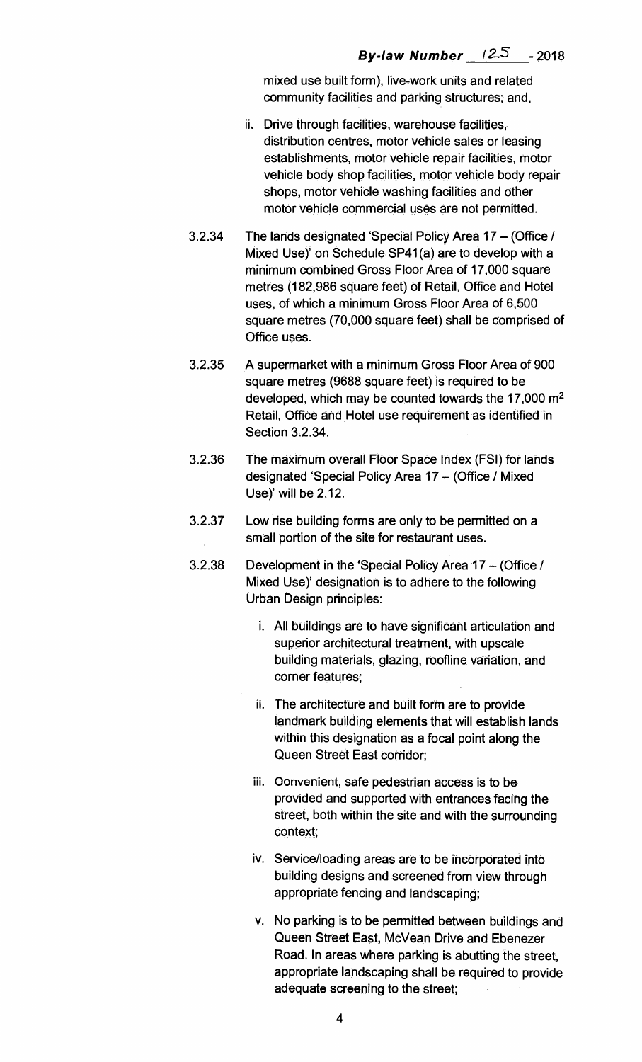mixed use built form), live-work units and related community facilities and parking structures; and,

ii. Drive through facilities, warehouse facilities, distribution centres, motor vehicle sales or leasing establishments, motor vehicle repair facilities, motor vehicle body shop facilities, motor vehicle body repair shops, motor vehicle washing facilities and other motor vehicle commercial uses are not permitted.

3.2.34 The lands designated 'Special Policy Area 17 – (Office / Mixed Use)' on Schedule SP41(a) are to develop with a minimum combined Gross Floor Area of 17,000 square metres (182,986 square feet) of Retail, Office and Hotel uses, of which a minimum Gross Floor Area of 6,500 square metres (70,000 square feet) shall be comprised of Office uses.

3.2.35 A supermarket with a minimum Gross Floor Area of 900 square metres (9688 square feet) is required to be developed, which may be counted towards the 17,000 $m^2$ Retail, Office and Hotel use requirement as identified in Section 3.2.34.

3.2.36 The maximum overall Floor Space Index (FSI) for lands designated 'Special Policy Area 17 – (Office / Mixed Use)' will be 2.12.

3.2.37 Low rise building forms are only to be permitted on a small portion of the site for restaurant uses.

3.2.38 Development in the 'Special Policy Area 17 – (Office / Mixed Use)' designation is to adhere to the following Urban Design principles:

i. All buildings are to have significant articulation and superior architectural treatment, with upscale building materials, glazing, roofline variation, and corner features;

ii. The architecture and built form are to provide landmark building elements that will establish lands within this designation as a focal point along the Queen Street East corridor;

iii. Convenient, safe pedestrian access is to be provided and supported with entrances facing the street, both within the site and with the surrounding context;

iv. Service/loading areas are to be incorporated into building designs and screened from view through appropriate fencing and landscaping;

v. No parking is to be permitted between buildings and Queen Street East, McVean Drive and Ebenezer Road. In areas where parking is abutting the street, appropriate landscaping shall be required to provide adequate screening to the street;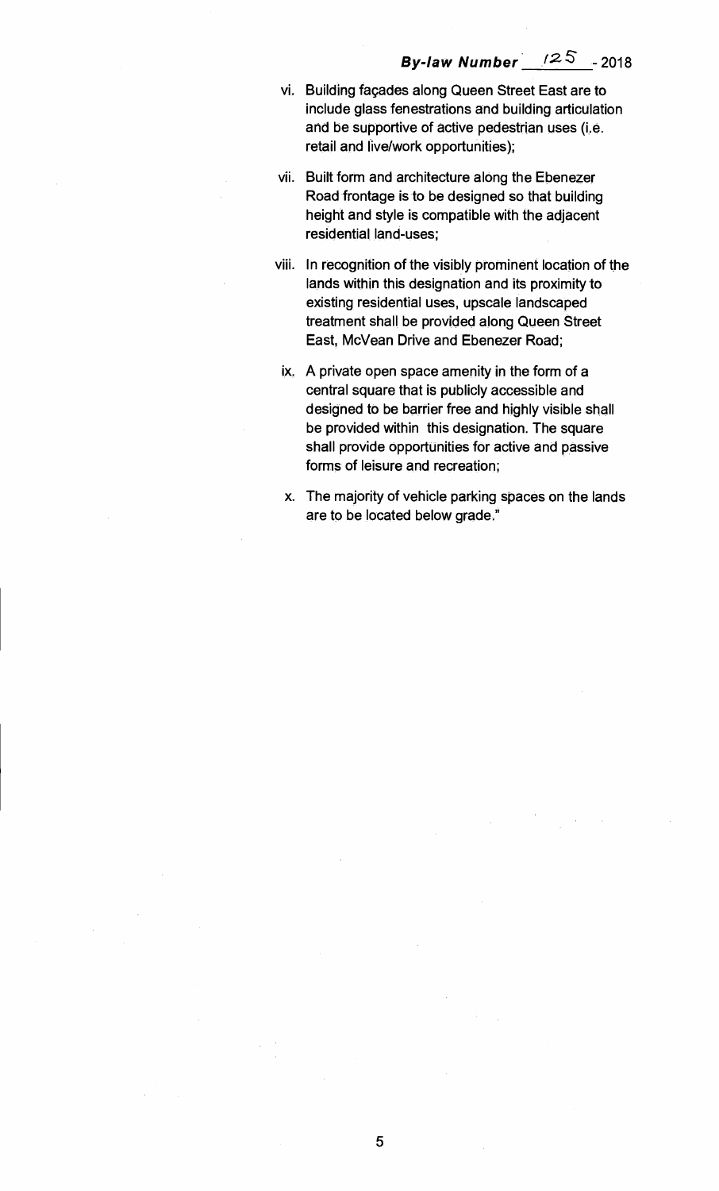vi. Building façades along Queen Street East are to include glass fenestrations and building articulation and be supportive of active pedestrian uses (i.e. retail and live/work opportunities);

vii. Built form and architecture along the Ebenezer Road frontage is to be designed so that building height and style is compatible with the adjacent residential land-uses;

viii. In recognition of the visibly prominent location of the lands within this designation and its proximity to existing residential uses, upscale landscaped treatment shall be provided along Queen Street East, McVean Drive and Ebenezer Road;

ix. A private open space amenity in the form of a central square that is publicly accessible and designed to be barrier free and highly visible shall be provided within this designation. The square shall provide opportunities for active and passive forms of leisure and recreation;

x. The majority of vehicle parking spaces on the lands are to be located below grade."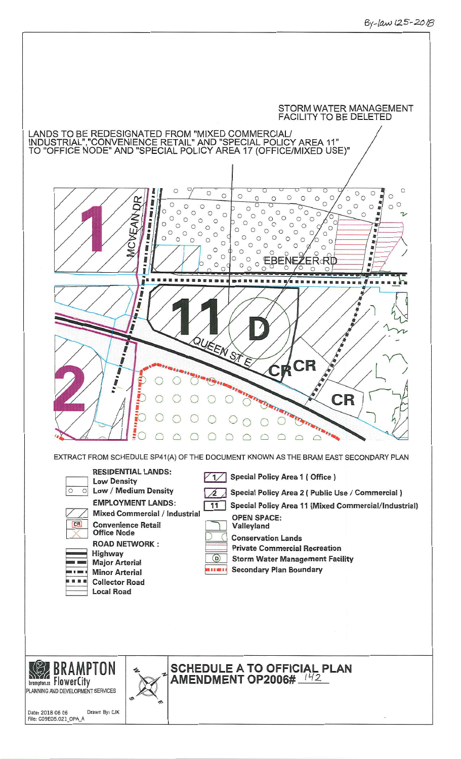By-law 125-2018

STORM WATER MANAGEMENT FACILITY TO BE DELETED

LANDS TO BE REDESIGNATED FROM "MIXED COMMERCIAL/ INDUSTRIAL","CONVENIENCE RETAIL" AND "SPECIAL POLICY AREA 11" TO "OFFICE NODE" AND "SPECIAL POLICY AREA 17 (OFFICE/MIXED USE)"

MCVEAN DR

EBENEZER RD

QUEEN ST E

1

2

11

D

CR

CR

CR

EXTRACT FROM SCHEDULE SP41(A) OF THE DOCUMENT KNOWN AS THE BRAM EAST SECONDARY PLAN

**RESIDENTIAL LANDS:**
- Low Density
- Low / Medium Density

**EMPLOYMENT LANDS:**
- Mixed Commercial / Industrial
- Convenience Retail
- Office Node

**ROAD NETWORK :**
- Highway
- Major Arterial
- Minor Arterial
- Collector Road
- Local Road

- Special Policy Area 1 ( Office )
- Special Policy Area 2 ( Public Use / Commercial )
- Special Policy Area 11 (Mixed Commercial/Industrial)

**OPEN SPACE:**
- Valleyland
- Conservation Lands
- Private Commercial Recreation
- Storm Water Management Facility
- Secondary Plan Boundary

BRAMPTON
brampton.ca FlowerCity
PLANNING AND DEVELOPMENT SERVICES

# SCHEDULE A TO OFFICIAL PLAN AMENDMENT OP2006# 142

Date: 2018 06 06 Drawn By: CJK
File: C09E05.021_OPA_A